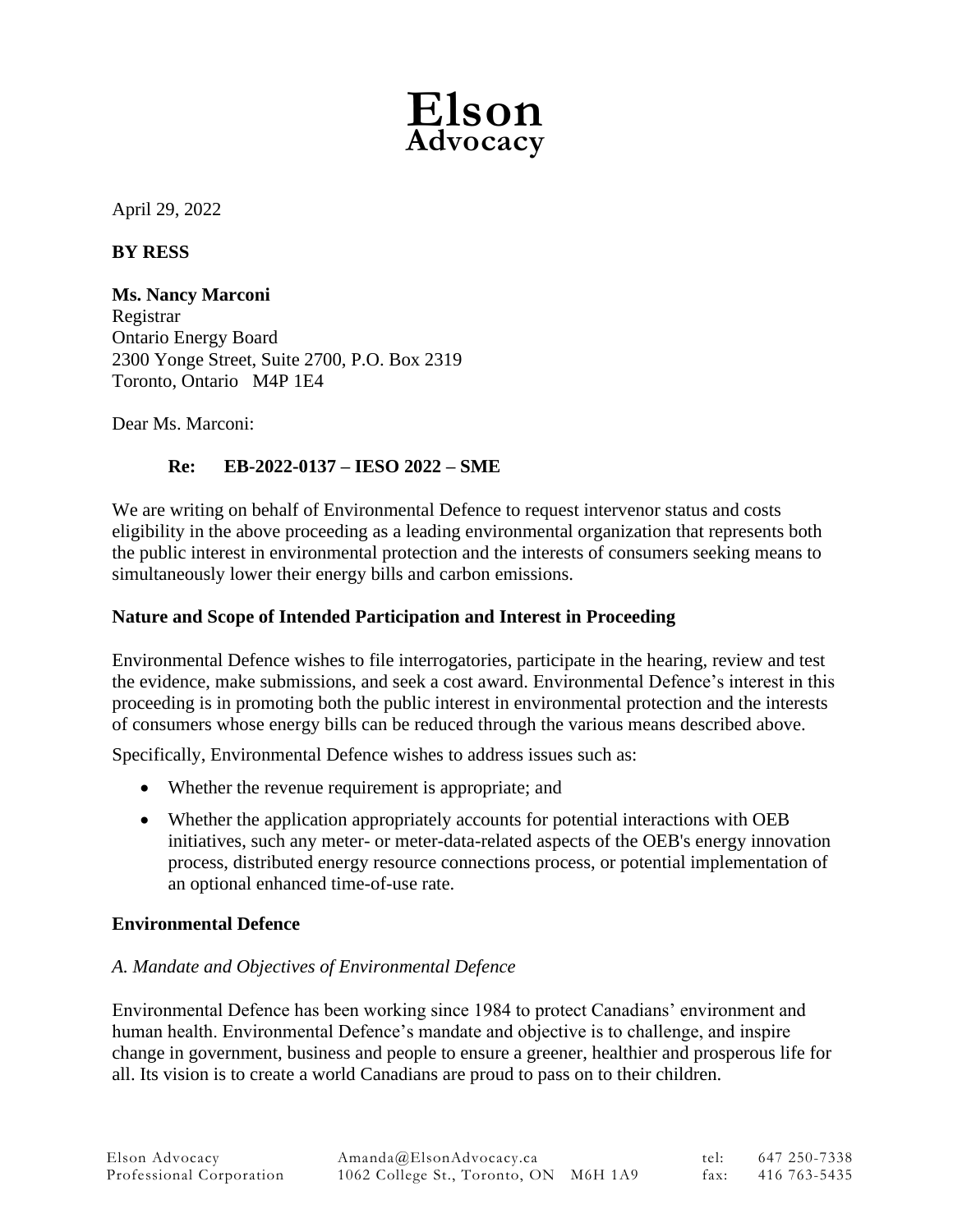# Elson Advocacy

April 29, 2022

**BY RESS**

**Ms. Nancy Marconi**
Registrar
Ontario Energy Board
2300 Yonge Street, Suite 2700, P.O. Box 2319
Toronto, Ontario M4P 1E4

Dear Ms. Marconi:

**Re: EB-2022-0137 – IESO 2022 – SME**

We are writing on behalf of Environmental Defence to request intervenor status and costs eligibility in the above proceeding as a leading environmental organization that represents both the public interest in environmental protection and the interests of consumers seeking means to simultaneously lower their energy bills and carbon emissions.

**Nature and Scope of Intended Participation and Interest in Proceeding**

Environmental Defence wishes to file interrogatories, participate in the hearing, review and test the evidence, make submissions, and seek a cost award. Environmental Defence's interest in this proceeding is in promoting both the public interest in environmental protection and the interests of consumers whose energy bills can be reduced through the various means described above.

Specifically, Environmental Defence wishes to address issues such as:

- Whether the revenue requirement is appropriate; and
- Whether the application appropriately accounts for potential interactions with OEB initiatives, such any meter- or meter-data-related aspects of the OEB's energy innovation process, distributed energy resource connections process, or potential implementation of an optional enhanced time-of-use rate.

**Environmental Defence**

*A. Mandate and Objectives of Environmental Defence*

Environmental Defence has been working since 1984 to protect Canadians' environment and human health. Environmental Defence's mandate and objective is to challenge, and inspire change in government, business and people to ensure a greener, healthier and prosperous life for all. Its vision is to create a world Canadians are proud to pass on to their children.

Elson Advocacy Professional Corporation | Amanda@ElsonAdvocacy.ca | 1062 College St., Toronto, ON M6H 1A9 | tel: 647 250-7338 | fax: 416 763-5435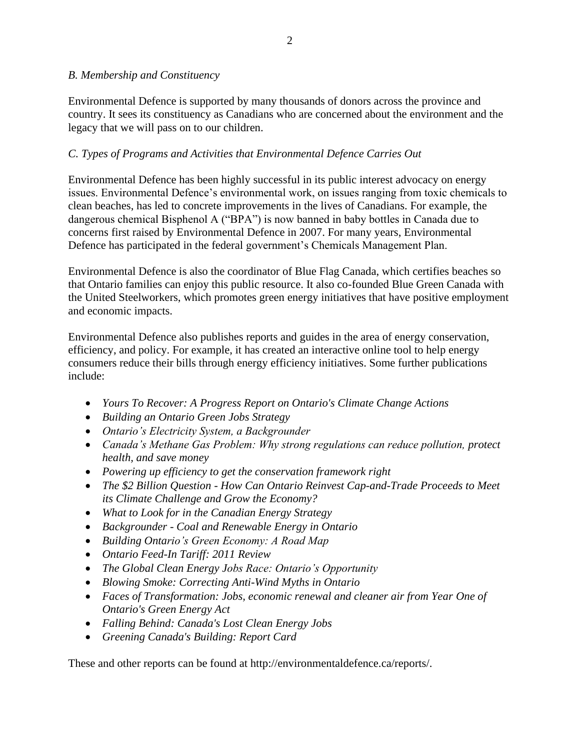*B. Membership and Constituency*

Environmental Defence is supported by many thousands of donors across the province and country. It sees its constituency as Canadians who are concerned about the environment and the legacy that we will pass on to our children.

*C. Types of Programs and Activities that Environmental Defence Carries Out*

Environmental Defence has been highly successful in its public interest advocacy on energy issues. Environmental Defence's environmental work, on issues ranging from toxic chemicals to clean beaches, has led to concrete improvements in the lives of Canadians. For example, the dangerous chemical Bisphenol A ("BPA") is now banned in baby bottles in Canada due to concerns first raised by Environmental Defence in 2007. For many years, Environmental Defence has participated in the federal government's Chemicals Management Plan.

Environmental Defence is also the coordinator of Blue Flag Canada, which certifies beaches so that Ontario families can enjoy this public resource. It also co-founded Blue Green Canada with the United Steelworkers, which promotes green energy initiatives that have positive employment and economic impacts.

Environmental Defence also publishes reports and guides in the area of energy conservation, efficiency, and policy. For example, it has created an interactive online tool to help energy consumers reduce their bills through energy efficiency initiatives. Some further publications include:

- *Yours To Recover: A Progress Report on Ontario's Climate Change Actions*
- *Building an Ontario Green Jobs Strategy*
- *Ontario's Electricity System, a Backgrounder*
- *Canada's Methane Gas Problem: Why strong regulations can reduce pollution, protect health, and save money*
- *Powering up efficiency to get the conservation framework right*
- *The $2 Billion Question - How Can Ontario Reinvest Cap-and-Trade Proceeds to Meet its Climate Challenge and Grow the Economy?*
- *What to Look for in the Canadian Energy Strategy*
- *Backgrounder - Coal and Renewable Energy in Ontario*
- *Building Ontario's Green Economy: A Road Map*
- *Ontario Feed-In Tariff: 2011 Review*
- *The Global Clean Energy Jobs Race: Ontario's Opportunity*
- *Blowing Smoke: Correcting Anti-Wind Myths in Ontario*
- *Faces of Transformation: Jobs, economic renewal and cleaner air from Year One of Ontario's Green Energy Act*
- *Falling Behind: Canada's Lost Clean Energy Jobs*
- *Greening Canada's Building: Report Card*

These and other reports can be found at http://environmentaldefence.ca/reports/.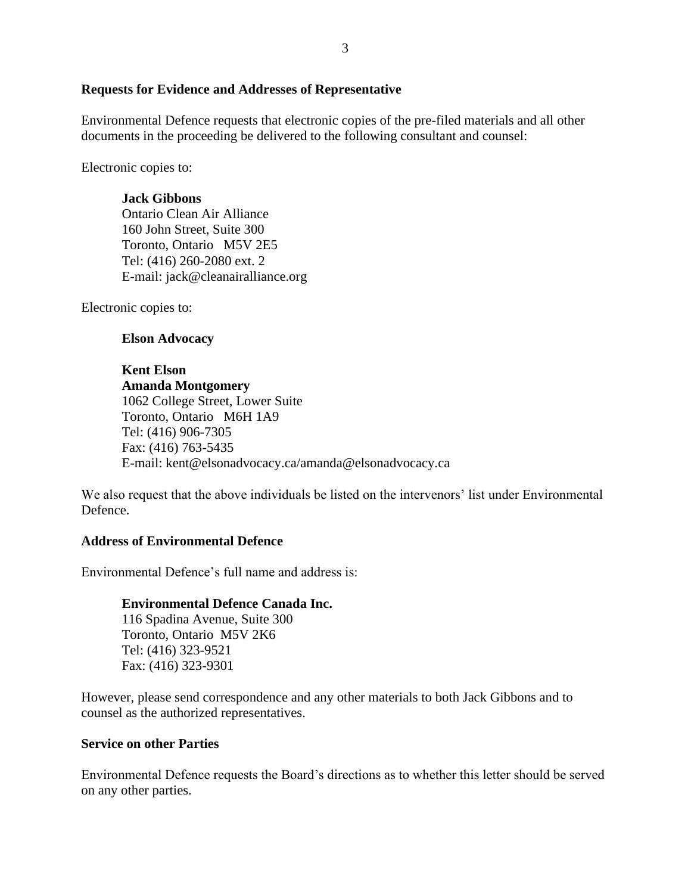## Requests for Evidence and Addresses of Representative

Environmental Defence requests that electronic copies of the pre-filed materials and all other documents in the proceeding be delivered to the following consultant and counsel:

Electronic copies to:

**Jack Gibbons**
Ontario Clean Air Alliance
160 John Street, Suite 300
Toronto, Ontario M5V 2E5
Tel: (416) 260-2080 ext. 2
E-mail: jack@cleanairalliance.org

Electronic copies to:

**Elson Advocacy**

**Kent Elson**
**Amanda Montgomery**
1062 College Street, Lower Suite
Toronto, Ontario M6H 1A9
Tel: (416) 906-7305
Fax: (416) 763-5435
E-mail: kent@elsonadvocacy.ca/amanda@elsonadvocacy.ca

We also request that the above individuals be listed on the intervenors' list under Environmental Defence.

## Address of Environmental Defence

Environmental Defence's full name and address is:

**Environmental Defence Canada Inc.**
116 Spadina Avenue, Suite 300
Toronto, Ontario M5V 2K6
Tel: (416) 323-9521
Fax: (416) 323-9301

However, please send correspondence and any other materials to both Jack Gibbons and to counsel as the authorized representatives.

## Service on other Parties

Environmental Defence requests the Board's directions as to whether this letter should be served on any other parties.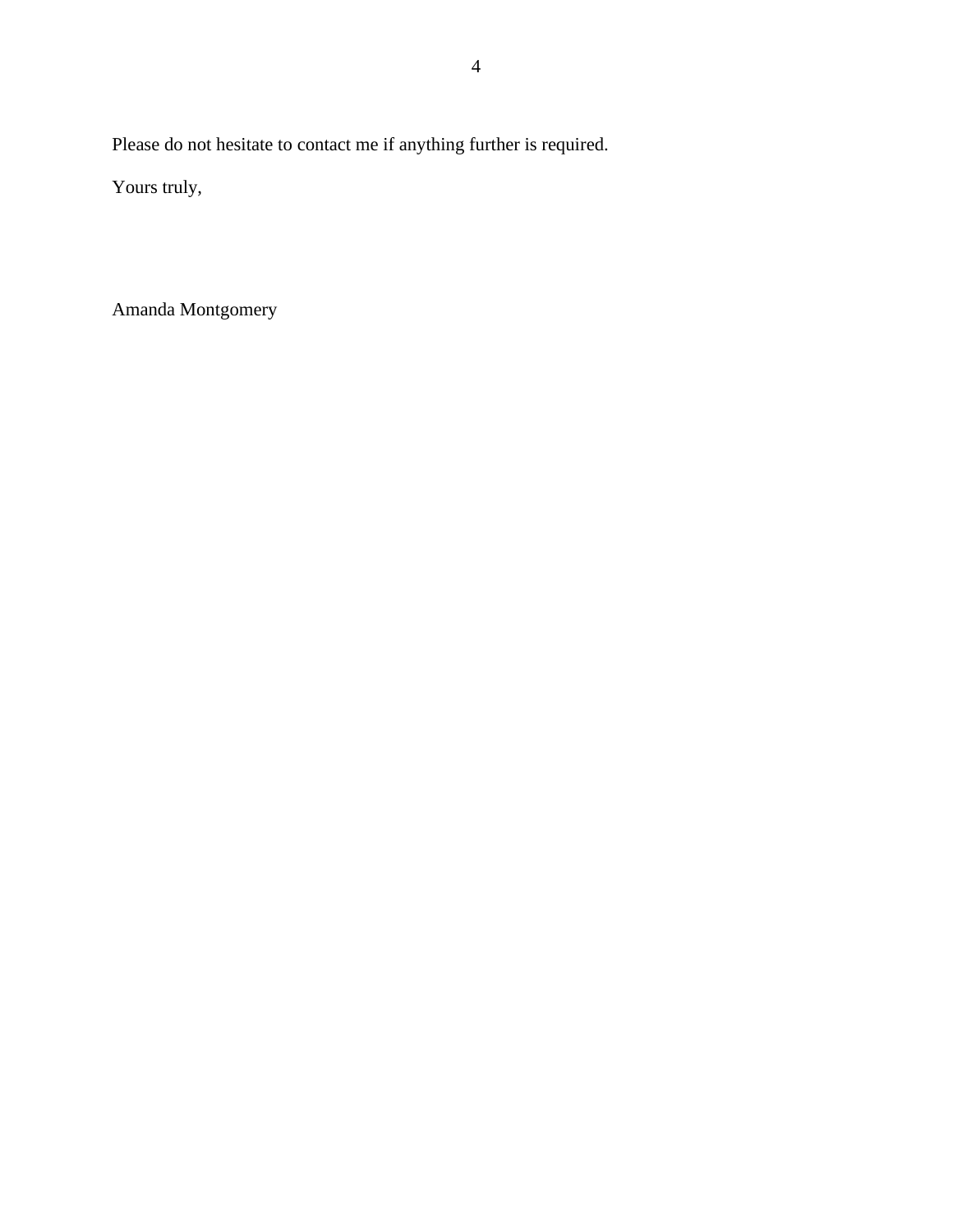Please do not hesitate to contact me if anything further is required.

Yours truly,

Amanda Montgomery